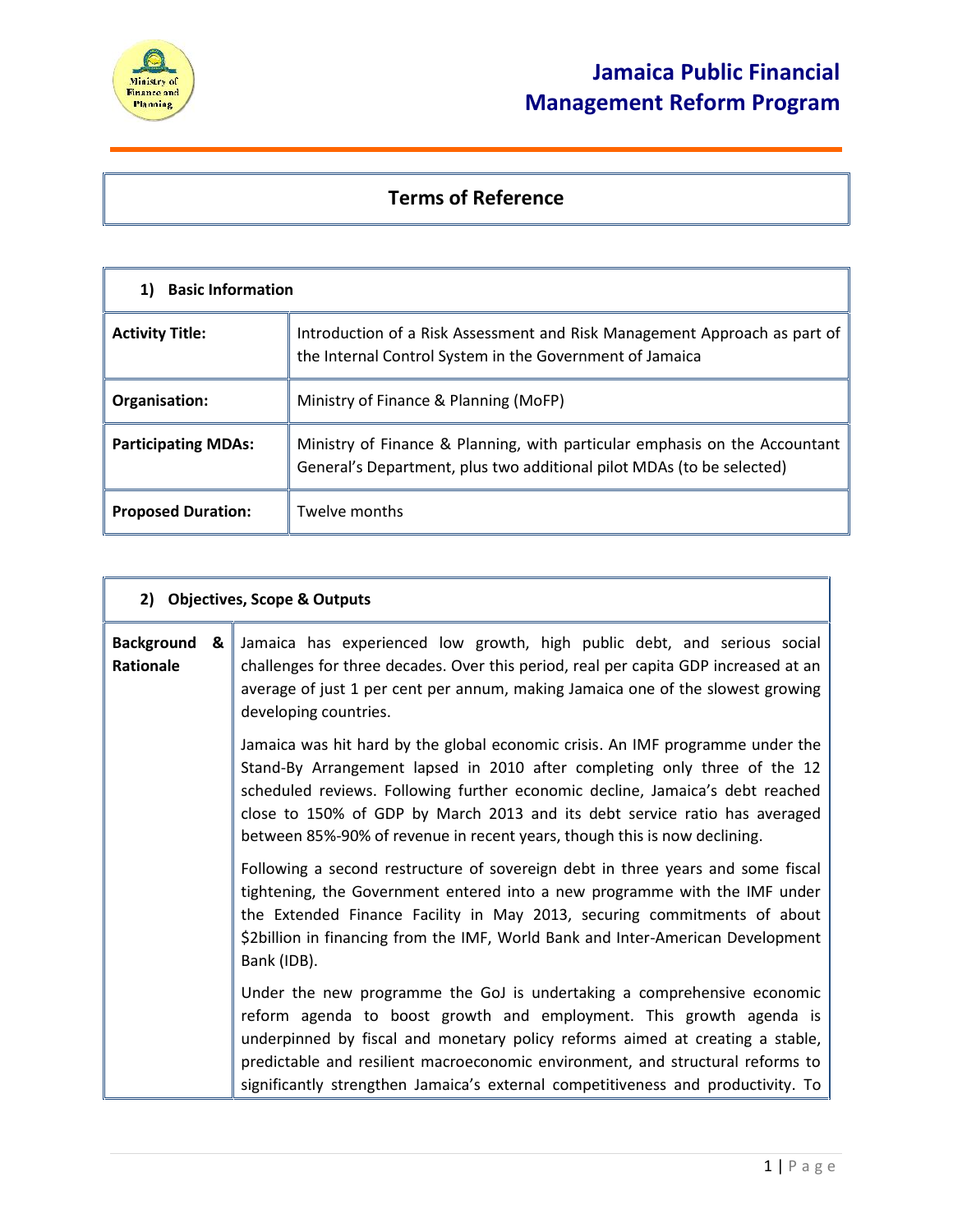# Jamaica Public Financial Management Reform Program

## Terms of Reference

| 1) Basic Information | |
|---|---|
| **Activity Title:** | Introduction of a Risk Assessment and Risk Management Approach as part of the Internal Control System in the Government of Jamaica |
| **Organisation:** | Ministry of Finance & Planning (MoFP) |
| **Participating MDAs:** | Ministry of Finance & Planning, with particular emphasis on the Accountant General's Department, plus two additional pilot MDAs (to be selected) |
| **Proposed Duration:** | Twelve months |

| 2) Objectives, Scope & Outputs | |
|---|---|
| **Background & Rationale** | Jamaica has experienced low growth, high public debt, and serious social challenges for three decades. Over this period, real per capita GDP increased at an average of just 1 per cent per annum, making Jamaica one of the slowest growing developing countries.<br><br>Jamaica was hit hard by the global economic crisis. An IMF programme under the Stand-By Arrangement lapsed in 2010 after completing only three of the 12 scheduled reviews. Following further economic decline, Jamaica's debt reached close to 150% of GDP by March 2013 and its debt service ratio has averaged between 85%-90% of revenue in recent years, though this is now declining.<br><br>Following a second restructure of sovereign debt in three years and some fiscal tightening, the Government entered into a new programme with the IMF under the Extended Finance Facility in May 2013, securing commitments of about \$2billion in financing from the IMF, World Bank and Inter-American Development Bank (IDB).<br><br>Under the new programme the GoJ is undertaking a comprehensive economic reform agenda to boost growth and employment. This growth agenda is underpinned by fiscal and monetary policy reforms aimed at creating a stable, predictable and resilient macroeconomic environment, and structural reforms to significantly strengthen Jamaica's external competitiveness and productivity. To |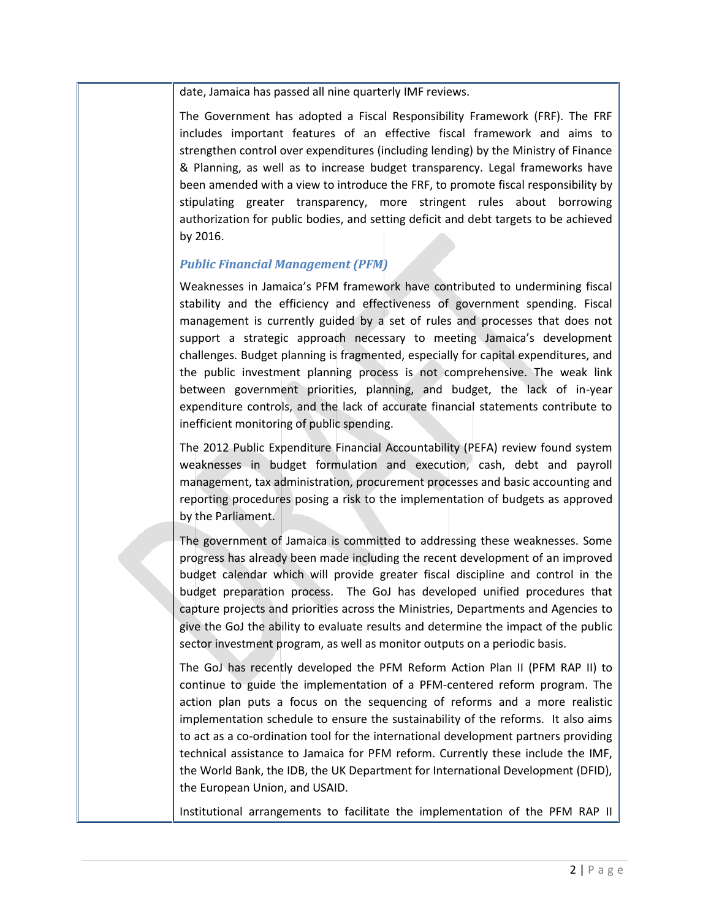date, Jamaica has passed all nine quarterly IMF reviews.

The Government has adopted a Fiscal Responsibility Framework (FRF). The FRF includes important features of an effective fiscal framework and aims to strengthen control over expenditures (including lending) by the Ministry of Finance & Planning, as well as to increase budget transparency. Legal frameworks have been amended with a view to introduce the FRF, to promote fiscal responsibility by stipulating greater transparency, more stringent rules about borrowing authorization for public bodies, and setting deficit and debt targets to be achieved by 2016.

### *Public Financial Management (PFM)*

Weaknesses in Jamaica's PFM framework have contributed to undermining fiscal stability and the efficiency and effectiveness of government spending. Fiscal management is currently guided by a set of rules and processes that does not support a strategic approach necessary to meeting Jamaica's development challenges. Budget planning is fragmented, especially for capital expenditures, and the public investment planning process is not comprehensive. The weak link between government priorities, planning, and budget, the lack of in-year expenditure controls, and the lack of accurate financial statements contribute to inefficient monitoring of public spending.

The 2012 Public Expenditure Financial Accountability (PEFA) review found system weaknesses in budget formulation and execution, cash, debt and payroll management, tax administration, procurement processes and basic accounting and reporting procedures posing a risk to the implementation of budgets as approved by the Parliament.

The government of Jamaica is committed to addressing these weaknesses. Some progress has already been made including the recent development of an improved budget calendar which will provide greater fiscal discipline and control in the budget preparation process. The GoJ has developed unified procedures that capture projects and priorities across the Ministries, Departments and Agencies to give the GoJ the ability to evaluate results and determine the impact of the public sector investment program, as well as monitor outputs on a periodic basis.

The GoJ has recently developed the PFM Reform Action Plan II (PFM RAP II) to continue to guide the implementation of a PFM-centered reform program. The action plan puts a focus on the sequencing of reforms and a more realistic implementation schedule to ensure the sustainability of the reforms. It also aims to act as a co-ordination tool for the international development partners providing technical assistance to Jamaica for PFM reform. Currently these include the IMF, the World Bank, the IDB, the UK Department for International Development (DFID), the European Union, and USAID.

Institutional arrangements to facilitate the implementation of the PFM RAP II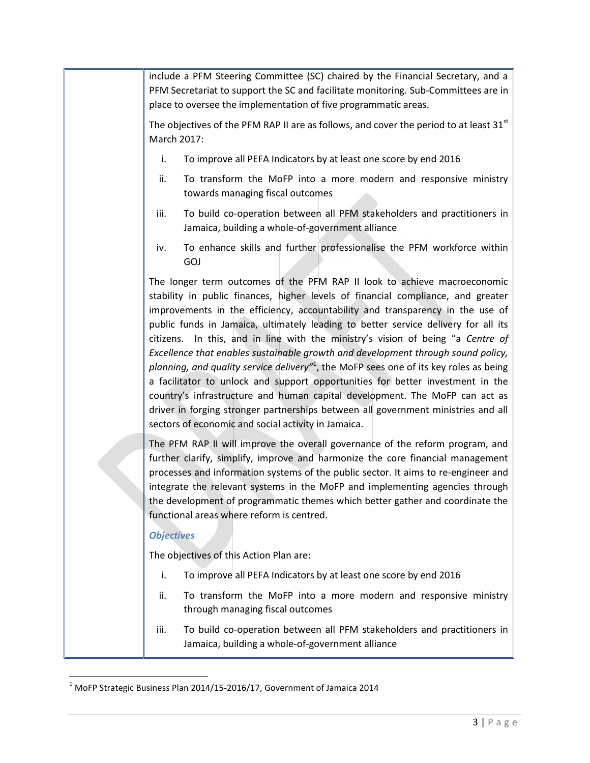include a PFM Steering Committee (SC) chaired by the Financial Secretary, and a PFM Secretariat to support the SC and facilitate monitoring. Sub-Committees are in place to oversee the implementation of five programmatic areas.

The objectives of the PFM RAP II are as follows, and cover the period to at least 31st March 2017:

i. To improve all PEFA Indicators by at least one score by end 2016

ii. To transform the MoFP into a more modern and responsive ministry towards managing fiscal outcomes

iii. To build co-operation between all PFM stakeholders and practitioners in Jamaica, building a whole-of-government alliance

iv. To enhance skills and further professionalise the PFM workforce within GOJ

The longer term outcomes of the PFM RAP II look to achieve macroeconomic stability in public finances, higher levels of financial compliance, and greater improvements in the efficiency, accountability and transparency in the use of public funds in Jamaica, ultimately leading to better service delivery for all its citizens. In this, and in line with the ministry's vision of being "a *Centre of Excellence that enables sustainable growth and development through sound policy, planning, and quality service delivery*"[1], the MoFP sees one of its key roles as being a facilitator to unlock and support opportunities for better investment in the country's infrastructure and human capital development. The MoFP can act as driver in forging stronger partnerships between all government ministries and all sectors of economic and social activity in Jamaica.

The PFM RAP II will improve the overall governance of the reform program, and further clarify, simplify, improve and harmonize the core financial management processes and information systems of the public sector. It aims to re-engineer and integrate the relevant systems in the MoFP and implementing agencies through the development of programmatic themes which better gather and coordinate the functional areas where reform is centred.

***Objectives***

The objectives of this Action Plan are:

i. To improve all PEFA Indicators by at least one score by end 2016

ii. To transform the MoFP into a more modern and responsive ministry through managing fiscal outcomes

iii. To build co-operation between all PFM stakeholders and practitioners in Jamaica, building a whole-of-government alliance

---

[1] MoFP Strategic Business Plan 2014/15-2016/17, Government of Jamaica 2014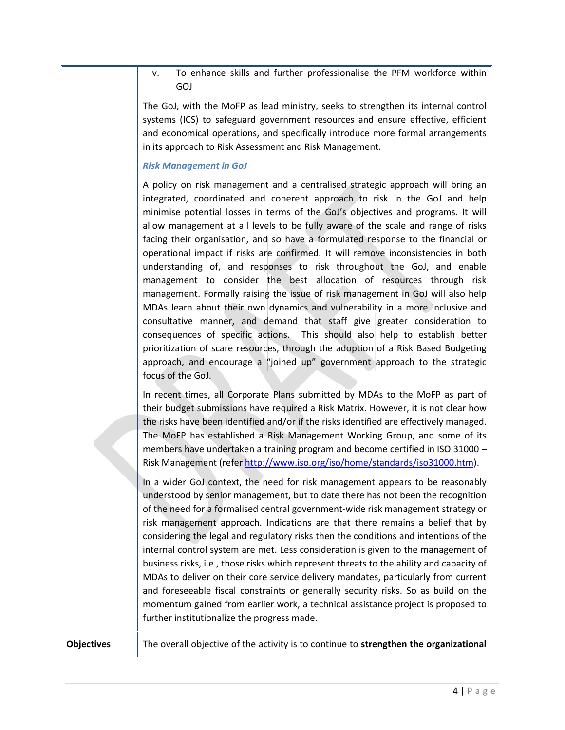| | |
|---|---|
| | iv. To enhance skills and further professionalise the PFM workforce within GOJ<br><br>The GoJ, with the MoFP as lead ministry, seeks to strengthen its internal control systems (ICS) to safeguard government resources and ensure effective, efficient and economical operations, and specifically introduce more formal arrangements in its approach to Risk Assessment and Risk Management.<br><br>***Risk Management in GoJ***<br><br>A policy on risk management and a centralised strategic approach will bring an integrated, coordinated and coherent approach to risk in the GoJ and help minimise potential losses in terms of the GoJ's objectives and programs. It will allow management at all levels to be fully aware of the scale and range of risks facing their organisation, and so have a formulated response to the financial or operational impact if risks are confirmed. It will remove inconsistencies in both understanding of, and responses to risk throughout the GoJ, and enable management to consider the best allocation of resources through risk management. Formally raising the issue of risk management in GoJ will also help MDAs learn about their own dynamics and vulnerability in a more inclusive and consultative manner, and demand that staff give greater consideration to consequences of specific actions. This should also help to establish better prioritization of scare resources, through the adoption of a Risk Based Budgeting approach, and encourage a "joined up" government approach to the strategic focus of the GoJ.<br><br>In recent times, all Corporate Plans submitted by MDAs to the MoFP as part of their budget submissions have required a Risk Matrix. However, it is not clear how the risks have been identified and/or if the risks identified are effectively managed. The MoFP has established a Risk Management Working Group, and some of its members have undertaken a training program and become certified in ISO 31000 – Risk Management (refer http://www.iso.org/iso/home/standards/iso31000.htm).<br><br>In a wider GoJ context, the need for risk management appears to be reasonably understood by senior management, but to date there has not been the recognition of the need for a formalised central government-wide risk management strategy or risk management approach. Indications are that there remains a belief that by considering the legal and regulatory risks then the conditions and intentions of the internal control system are met. Less consideration is given to the management of business risks, i.e., those risks which represent threats to the ability and capacity of MDAs to deliver on their core service delivery mandates, particularly from current and foreseeable fiscal constraints or generally security risks. So as build on the momentum gained from earlier work, a technical assistance project is proposed to further institutionalize the progress made. |
| **Objectives** | The overall objective of the activity is to continue to **strengthen the organizational** |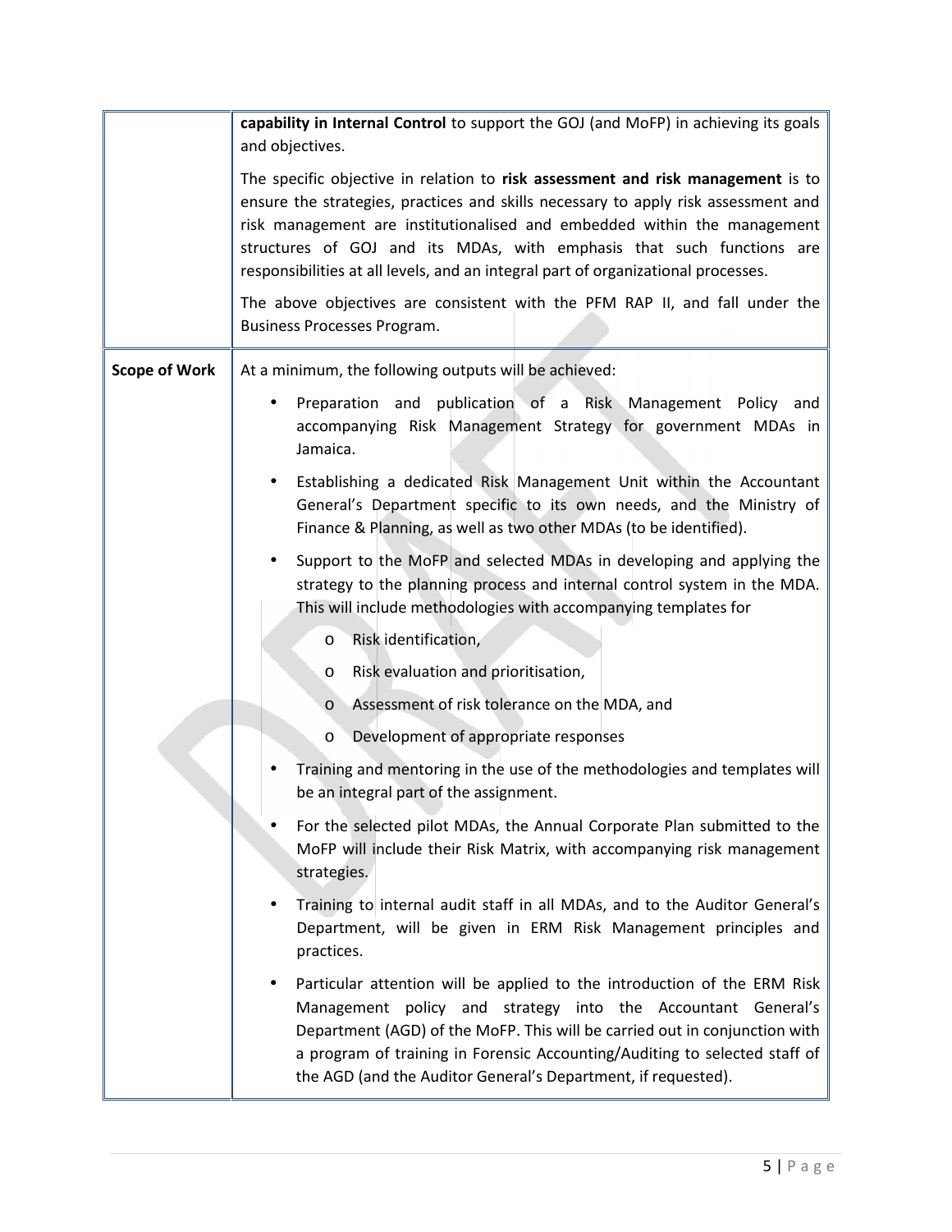| | |
|---|---|
| | **capability in Internal Control** to support the GOJ (and MoFP) in achieving its goals and objectives.<br><br>The specific objective in relation to **risk assessment and risk management** is to ensure the strategies, practices and skills necessary to apply risk assessment and risk management are institutionalised and embedded within the management structures of GOJ and its MDAs, with emphasis that such functions are responsibilities at all levels, and an integral part of organizational processes.<br><br>The above objectives are consistent with the PFM RAP II, and fall under the Business Processes Program. |
| **Scope of Work** | At a minimum, the following outputs will be achieved:<br><br>• Preparation and publication of a Risk Management Policy and accompanying Risk Management Strategy for government MDAs in Jamaica.<br><br>• Establishing a dedicated Risk Management Unit within the Accountant General's Department specific to its own needs, and the Ministry of Finance & Planning, as well as two other MDAs (to be identified).<br><br>• Support to the MoFP and selected MDAs in developing and applying the strategy to the planning process and internal control system in the MDA. This will include methodologies with accompanying templates for<br>&nbsp;&nbsp;&nbsp;&nbsp;o Risk identification,<br>&nbsp;&nbsp;&nbsp;&nbsp;o Risk evaluation and prioritisation,<br>&nbsp;&nbsp;&nbsp;&nbsp;o Assessment of risk tolerance on the MDA, and<br>&nbsp;&nbsp;&nbsp;&nbsp;o Development of appropriate responses<br><br>• Training and mentoring in the use of the methodologies and templates will be an integral part of the assignment.<br><br>• For the selected pilot MDAs, the Annual Corporate Plan submitted to the MoFP will include their Risk Matrix, with accompanying risk management strategies.<br><br>• Training to internal audit staff in all MDAs, and to the Auditor General's Department, will be given in ERM Risk Management principles and practices.<br><br>• Particular attention will be applied to the introduction of the ERM Risk Management policy and strategy into the Accountant General's Department (AGD) of the MoFP. This will be carried out in conjunction with a program of training in Forensic Accounting/Auditing to selected staff of the AGD (and the Auditor General's Department, if requested). |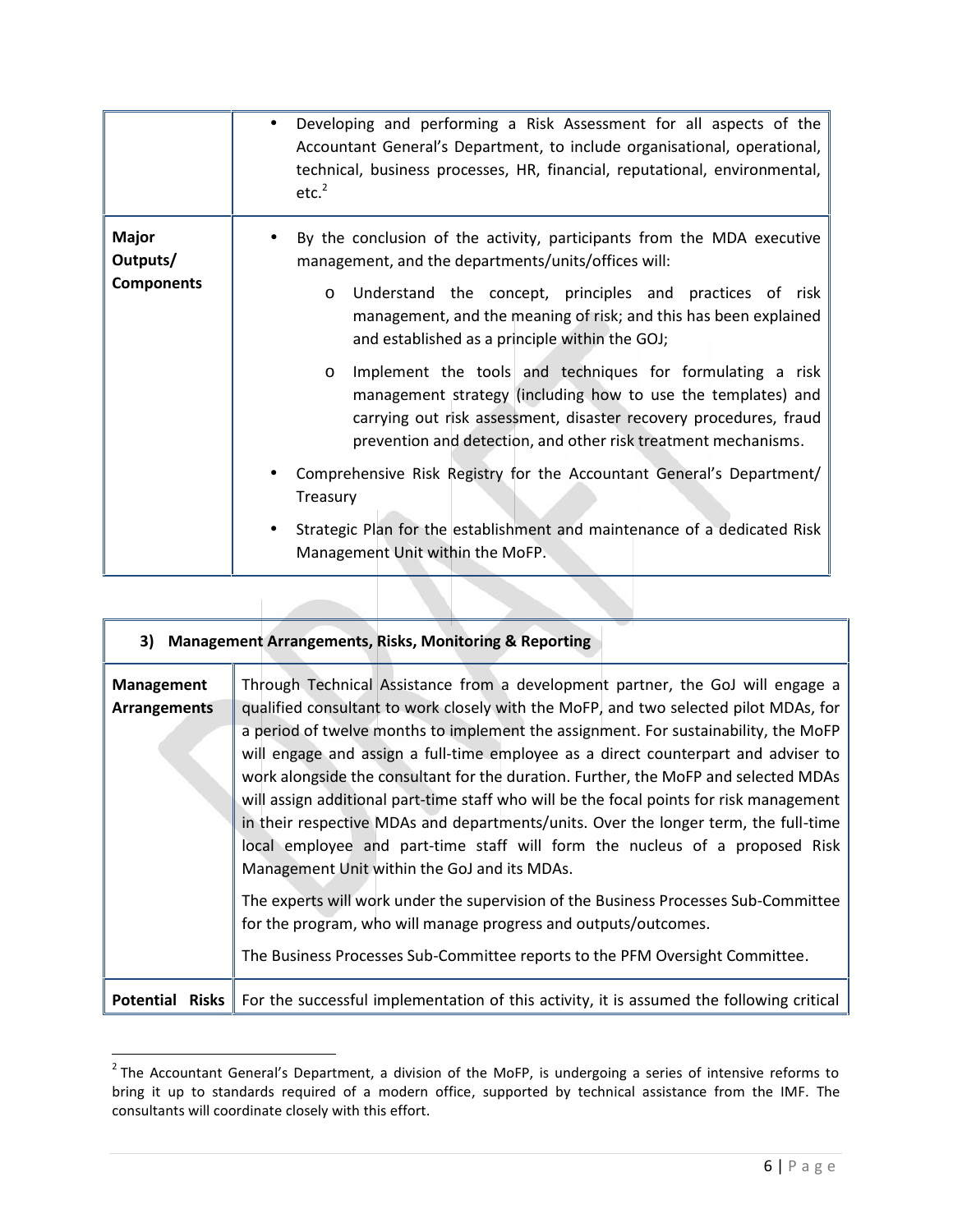| | |
|---|---|
| | • Developing and performing a Risk Assessment for all aspects of the Accountant General's Department, to include organisational, operational, technical, business processes, HR, financial, reputational, environmental, etc.[2] |
| **Major Outputs/ Components** | • By the conclusion of the activity, participants from the MDA executive management, and the departments/units/offices will:<br>o Understand the concept, principles and practices of risk management, and the meaning of risk; and this has been explained and established as a principle within the GOJ;<br>o Implement the tools and techniques for formulating a risk management strategy (including how to use the templates) and carrying out risk assessment, disaster recovery procedures, fraud prevention and detection, and other risk treatment mechanisms.<br>• Comprehensive Risk Registry for the Accountant General's Department/ Treasury<br>• Strategic Plan for the establishment and maintenance of a dedicated Risk Management Unit within the MoFP. |

| **3) Management Arrangements, Risks, Monitoring & Reporting** | |
|---|---|
| **Management Arrangements** | Through Technical Assistance from a development partner, the GoJ will engage a qualified consultant to work closely with the MoFP, and two selected pilot MDAs, for a period of twelve months to implement the assignment. For sustainability, the MoFP will engage and assign a full-time employee as a direct counterpart and adviser to work alongside the consultant for the duration. Further, the MoFP and selected MDAs will assign additional part-time staff who will be the focal points for risk management in their respective MDAs and departments/units. Over the longer term, the full-time local employee and part-time staff will form the nucleus of a proposed Risk Management Unit within the GoJ and its MDAs.<br><br>The experts will work under the supervision of the Business Processes Sub-Committee for the program, who will manage progress and outputs/outcomes.<br><br>The Business Processes Sub-Committee reports to the PFM Oversight Committee. |
| **Potential Risks** | For the successful implementation of this activity, it is assumed the following critical |

[2] The Accountant General's Department, a division of the MoFP, is undergoing a series of intensive reforms to bring it up to standards required of a modern office, supported by technical assistance from the IMF. The consultants will coordinate closely with this effort.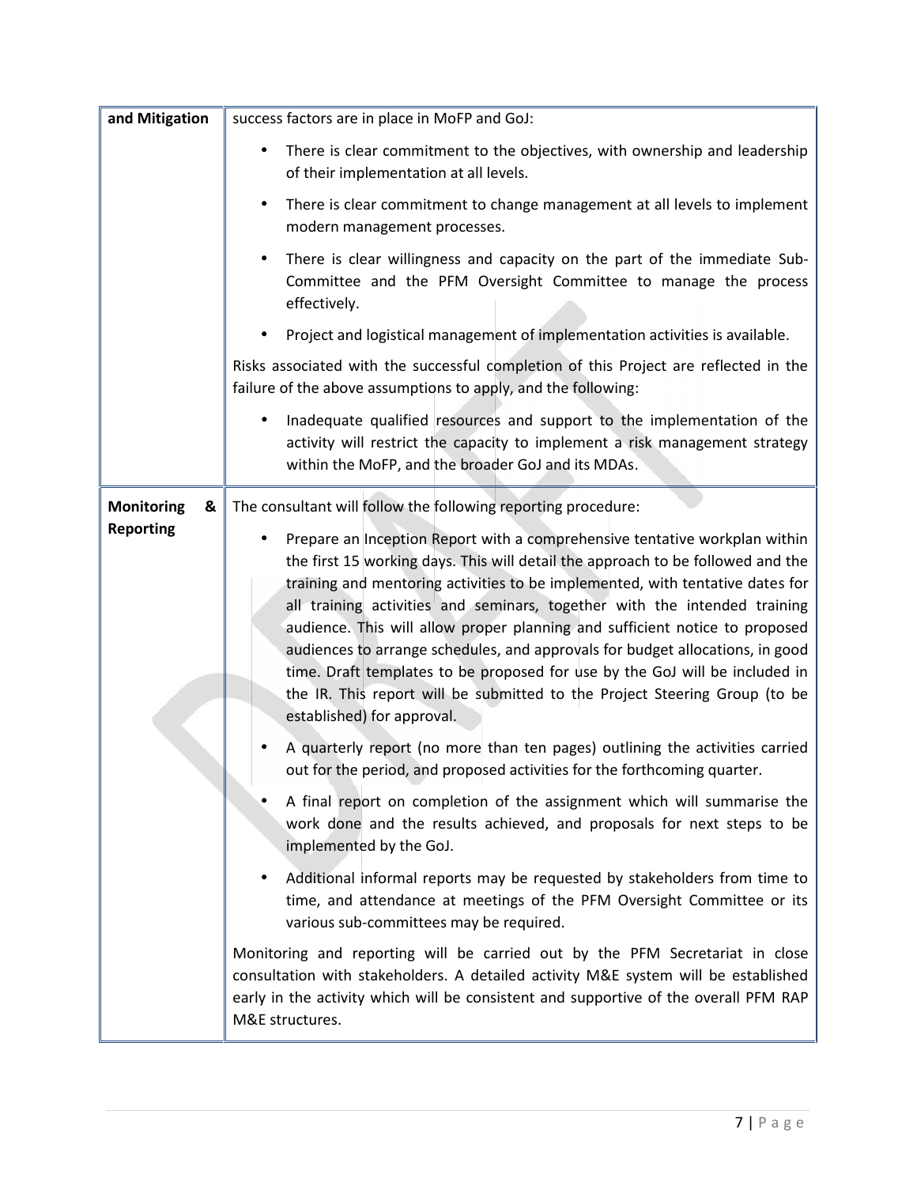| and Mitigation | success factors are in place in MoFP and GoJ:<br><br>• There is clear commitment to the objectives, with ownership and leadership of their implementation at all levels.<br>• There is clear commitment to change management at all levels to implement modern management processes.<br>• There is clear willingness and capacity on the part of the immediate Sub-Committee and the PFM Oversight Committee to manage the process effectively.<br>• Project and logistical management of implementation activities is available.<br><br>Risks associated with the successful completion of this Project are reflected in the failure of the above assumptions to apply, and the following:<br><br>• Inadequate qualified resources and support to the implementation of the activity will restrict the capacity to implement a risk management strategy within the MoFP, and the broader GoJ and its MDAs. |
|---|---|
| **Monitoring & Reporting** | The consultant will follow the following reporting procedure:<br><br>• Prepare an Inception Report with a comprehensive tentative workplan within the first 15 working days. This will detail the approach to be followed and the training and mentoring activities to be implemented, with tentative dates for all training activities and seminars, together with the intended training audience. This will allow proper planning and sufficient notice to proposed audiences to arrange schedules, and approvals for budget allocations, in good time. Draft templates to be proposed for use by the GoJ will be included in the IR. This report will be submitted to the Project Steering Group (to be established) for approval.<br>• A quarterly report (no more than ten pages) outlining the activities carried out for the period, and proposed activities for the forthcoming quarter.<br>• A final report on completion of the assignment which will summarise the work done and the results achieved, and proposals for next steps to be implemented by the GoJ.<br>• Additional informal reports may be requested by stakeholders from time to time, and attendance at meetings of the PFM Oversight Committee or its various sub-committees may be required.<br><br>Monitoring and reporting will be carried out by the PFM Secretariat in close consultation with stakeholders. A detailed activity M&E system will be established early in the activity which will be consistent and supportive of the overall PFM RAP M&E structures. |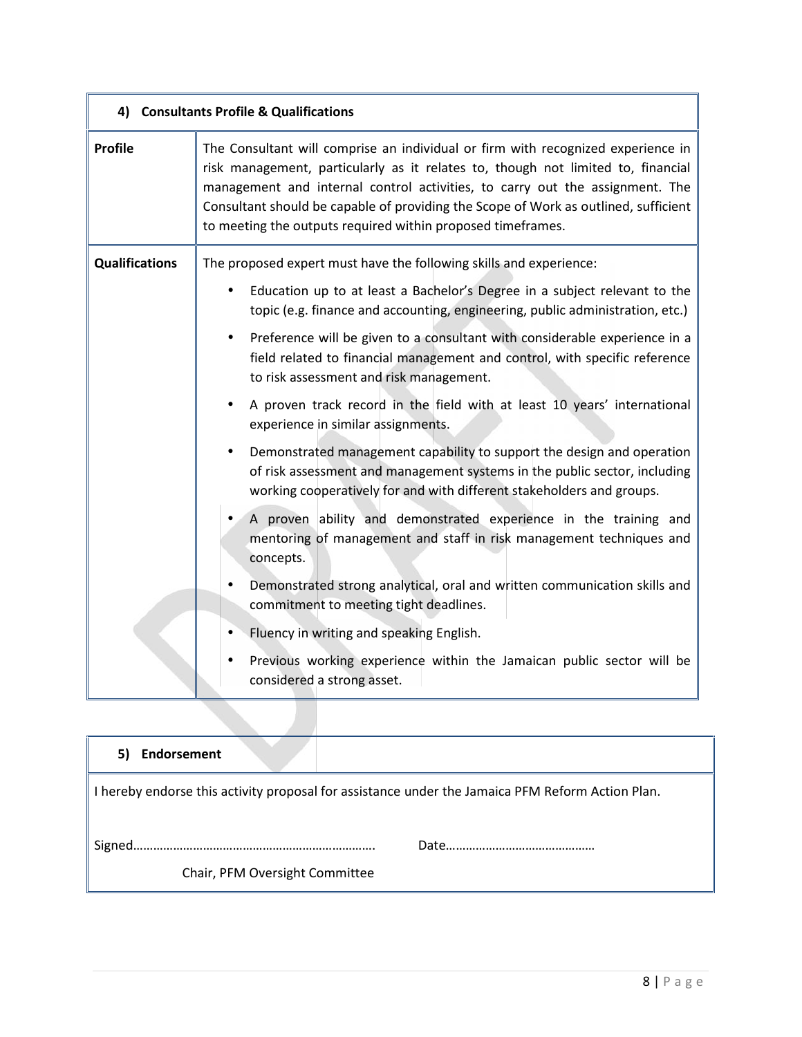| 4) Consultants Profile & Qualifications | |
|---|---|
| **Profile** | The Consultant will comprise an individual or firm with recognized experience in risk management, particularly as it relates to, though not limited to, financial management and internal control activities, to carry out the assignment. The Consultant should be capable of providing the Scope of Work as outlined, sufficient to meeting the outputs required within proposed timeframes. |
| **Qualifications** | The proposed expert must have the following skills and experience:<br>• Education up to at least a Bachelor's Degree in a subject relevant to the topic (e.g. finance and accounting, engineering, public administration, etc.)<br>• Preference will be given to a consultant with considerable experience in a field related to financial management and control, with specific reference to risk assessment and risk management.<br>• A proven track record in the field with at least 10 years' international experience in similar assignments.<br>• Demonstrated management capability to support the design and operation of risk assessment and management systems in the public sector, including working cooperatively for and with different stakeholders and groups.<br>• A proven ability and demonstrated experience in the training and mentoring of management and staff in risk management techniques and concepts.<br>• Demonstrated strong analytical, oral and written communication skills and commitment to meeting tight deadlines.<br>• Fluency in writing and speaking English.<br>• Previous working experience within the Jamaican public sector will be considered a strong asset. |

**5) Endorsement**

I hereby endorse this activity proposal for assistance under the Jamaica PFM Reform Action Plan.

Signed………………………………………………………………. Date……………………………………

Chair, PFM Oversight Committee